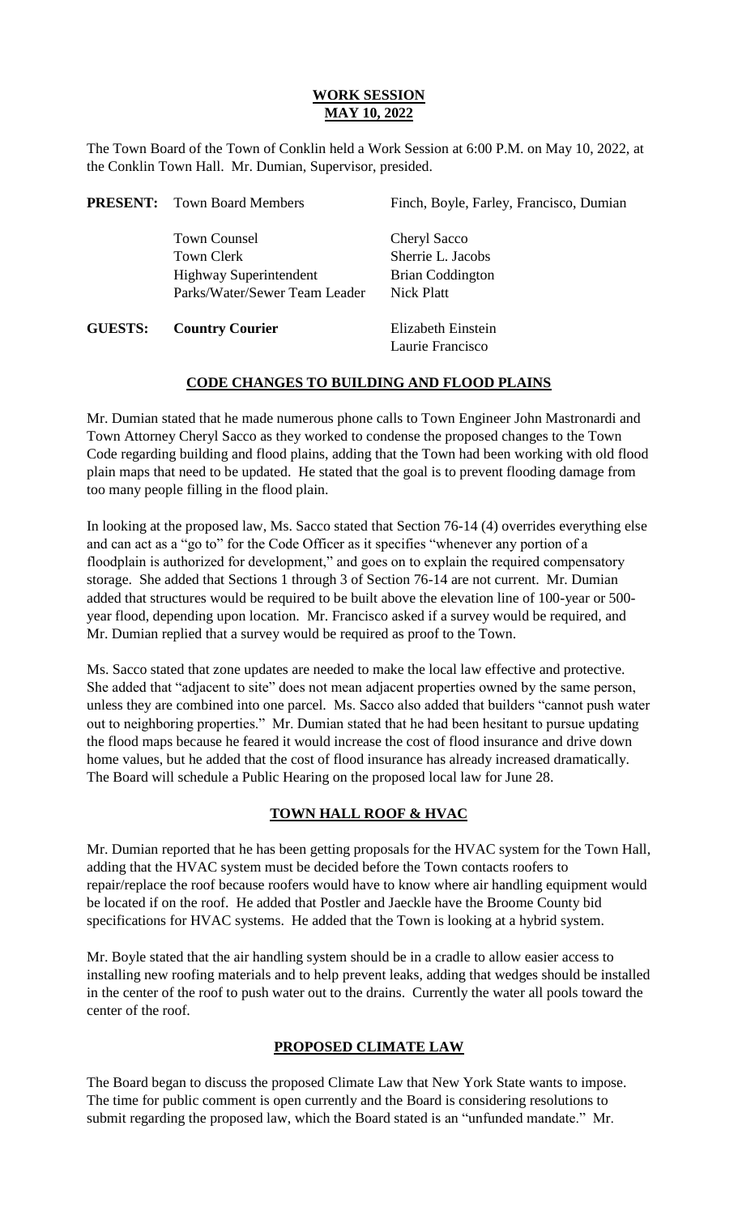## WORK SESSION
## MAY 10, 2022

The Town Board of the Town of Conklin held a Work Session at 6:00 P.M. on May 10, 2022, at the Conklin Town Hall. Mr. Dumian, Supervisor, presided.

| | | |
|---|---|---|
| **PRESENT:** | Town Board Members | Finch, Boyle, Farley, Francisco, Dumian |
| | Town Counsel | Cheryl Sacco |
| | Town Clerk | Sherrie L. Jacobs |
| | Highway Superintendent | Brian Coddington |
| | Parks/Water/Sewer Team Leader | Nick Platt |
| **GUESTS:** | **Country Courier** | Elizabeth Einstein |
| | | Laurie Francisco |

### CODE CHANGES TO BUILDING AND FLOOD PLAINS

Mr. Dumian stated that he made numerous phone calls to Town Engineer John Mastronardi and Town Attorney Cheryl Sacco as they worked to condense the proposed changes to the Town Code regarding building and flood plains, adding that the Town had been working with old flood plain maps that need to be updated. He stated that the goal is to prevent flooding damage from too many people filling in the flood plain.

In looking at the proposed law, Ms. Sacco stated that Section 76-14 (4) overrides everything else and can act as a "go to" for the Code Officer as it specifies "whenever any portion of a floodplain is authorized for development," and goes on to explain the required compensatory storage. She added that Sections 1 through 3 of Section 76-14 are not current. Mr. Dumian added that structures would be required to be built above the elevation line of 100-year or 500-year flood, depending upon location. Mr. Francisco asked if a survey would be required, and Mr. Dumian replied that a survey would be required as proof to the Town.

Ms. Sacco stated that zone updates are needed to make the local law effective and protective. She added that "adjacent to site" does not mean adjacent properties owned by the same person, unless they are combined into one parcel. Ms. Sacco also added that builders "cannot push water out to neighboring properties." Mr. Dumian stated that he had been hesitant to pursue updating the flood maps because he feared it would increase the cost of flood insurance and drive down home values, but he added that the cost of flood insurance has already increased dramatically. The Board will schedule a Public Hearing on the proposed local law for June 28.

### TOWN HALL ROOF & HVAC

Mr. Dumian reported that he has been getting proposals for the HVAC system for the Town Hall, adding that the HVAC system must be decided before the Town contacts roofers to repair/replace the roof because roofers would have to know where air handling equipment would be located if on the roof. He added that Postler and Jaeckle have the Broome County bid specifications for HVAC systems. He added that the Town is looking at a hybrid system.

Mr. Boyle stated that the air handling system should be in a cradle to allow easier access to installing new roofing materials and to help prevent leaks, adding that wedges should be installed in the center of the roof to push water out to the drains. Currently the water all pools toward the center of the roof.

### PROPOSED CLIMATE LAW

The Board began to discuss the proposed Climate Law that New York State wants to impose. The time for public comment is open currently and the Board is considering resolutions to submit regarding the proposed law, which the Board stated is an "unfunded mandate." Mr.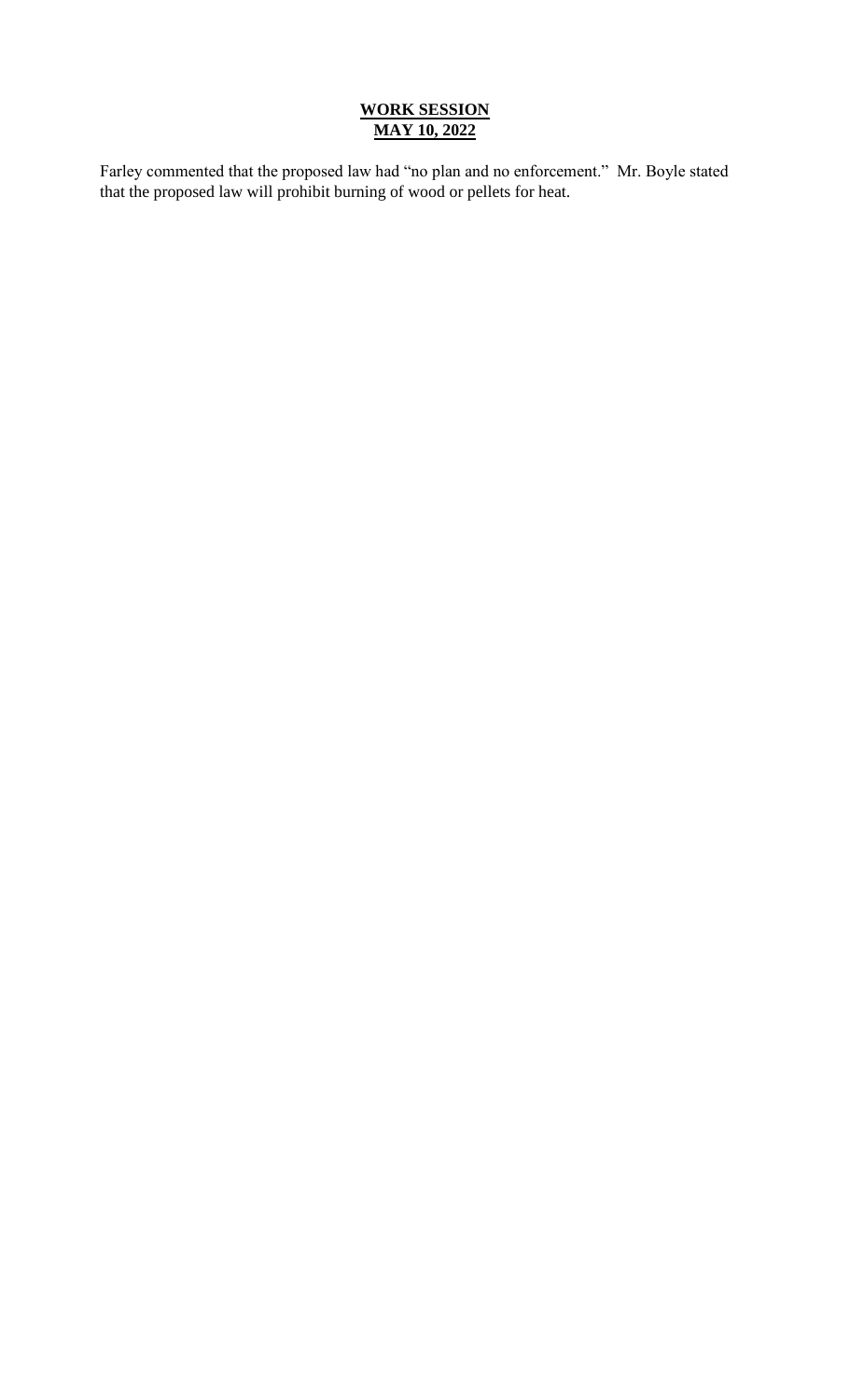Farley commented that the proposed law had "no plan and no enforcement." Mr. Boyle stated that the proposed law will prohibit burning of wood or pellets for heat.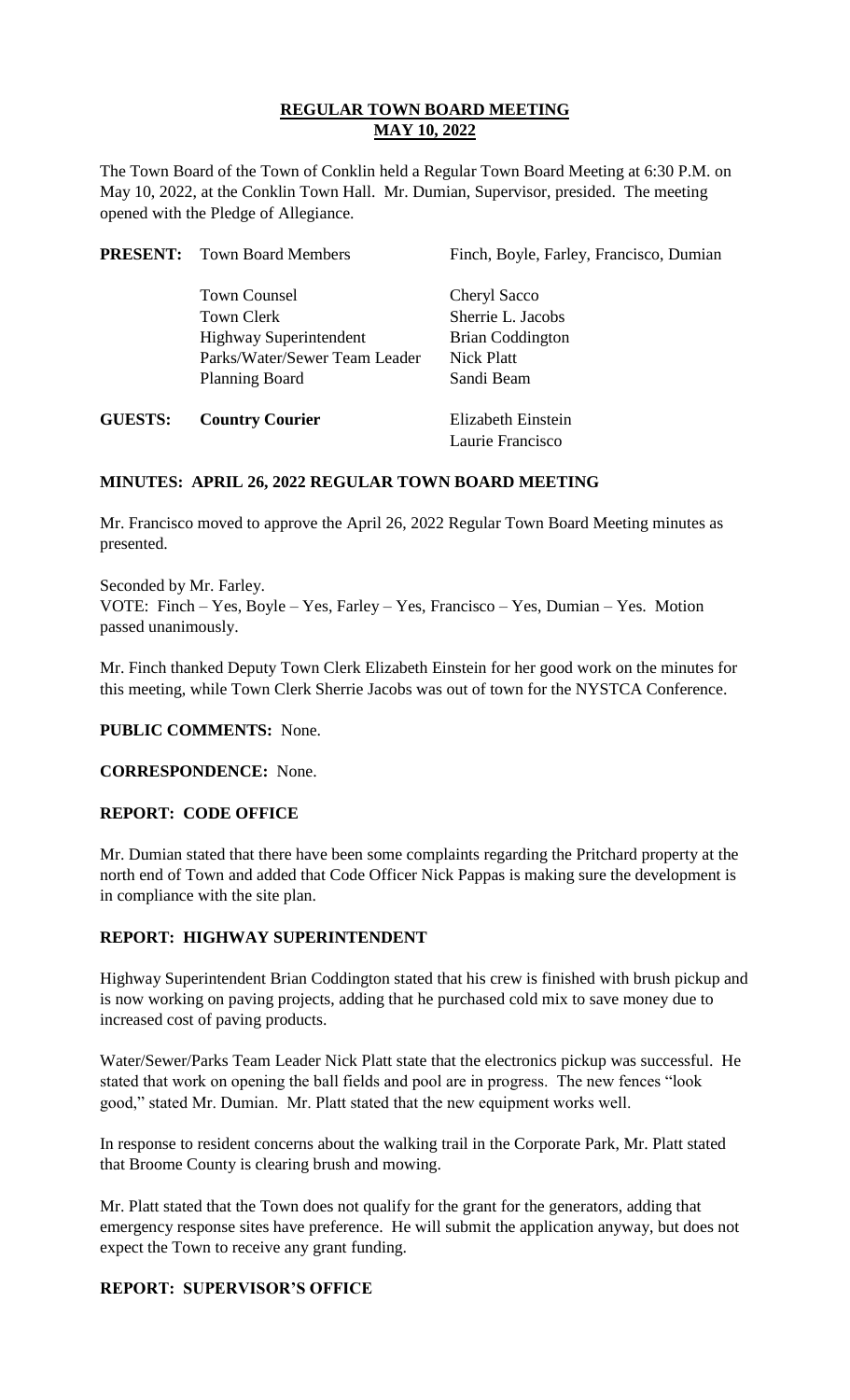# REGULAR TOWN BOARD MEETING
## MAY 10, 2022

The Town Board of the Town of Conklin held a Regular Town Board Meeting at 6:30 P.M. on May 10, 2022, at the Conklin Town Hall. Mr. Dumian, Supervisor, presided. The meeting opened with the Pledge of Allegiance.

| | | |
|---|---|---|
| **PRESENT:** | Town Board Members | Finch, Boyle, Farley, Francisco, Dumian |
| | Town Counsel | Cheryl Sacco |
| | Town Clerk | Sherrie L. Jacobs |
| | Highway Superintendent | Brian Coddington |
| | Parks/Water/Sewer Team Leader | Nick Platt |
| | Planning Board | Sandi Beam |
| **GUESTS:** | **Country Courier** | Elizabeth Einstein |
| | | Laurie Francisco |

**MINUTES: APRIL 26, 2022 REGULAR TOWN BOARD MEETING**

Mr. Francisco moved to approve the April 26, 2022 Regular Town Board Meeting minutes as presented.

Seconded by Mr. Farley.
VOTE: Finch – Yes, Boyle – Yes, Farley – Yes, Francisco – Yes, Dumian – Yes. Motion passed unanimously.

Mr. Finch thanked Deputy Town Clerk Elizabeth Einstein for her good work on the minutes for this meeting, while Town Clerk Sherrie Jacobs was out of town for the NYSTCA Conference.

**PUBLIC COMMENTS:** None.

**CORRESPONDENCE:** None.

**REPORT: CODE OFFICE**

Mr. Dumian stated that there have been some complaints regarding the Pritchard property at the north end of Town and added that Code Officer Nick Pappas is making sure the development is in compliance with the site plan.

**REPORT: HIGHWAY SUPERINTENDENT**

Highway Superintendent Brian Coddington stated that his crew is finished with brush pickup and is now working on paving projects, adding that he purchased cold mix to save money due to increased cost of paving products.

Water/Sewer/Parks Team Leader Nick Platt state that the electronics pickup was successful. He stated that work on opening the ball fields and pool are in progress. The new fences "look good," stated Mr. Dumian. Mr. Platt stated that the new equipment works well.

In response to resident concerns about the walking trail in the Corporate Park, Mr. Platt stated that Broome County is clearing brush and mowing.

Mr. Platt stated that the Town does not qualify for the grant for the generators, adding that emergency response sites have preference. He will submit the application anyway, but does not expect the Town to receive any grant funding.

**REPORT: SUPERVISOR'S OFFICE**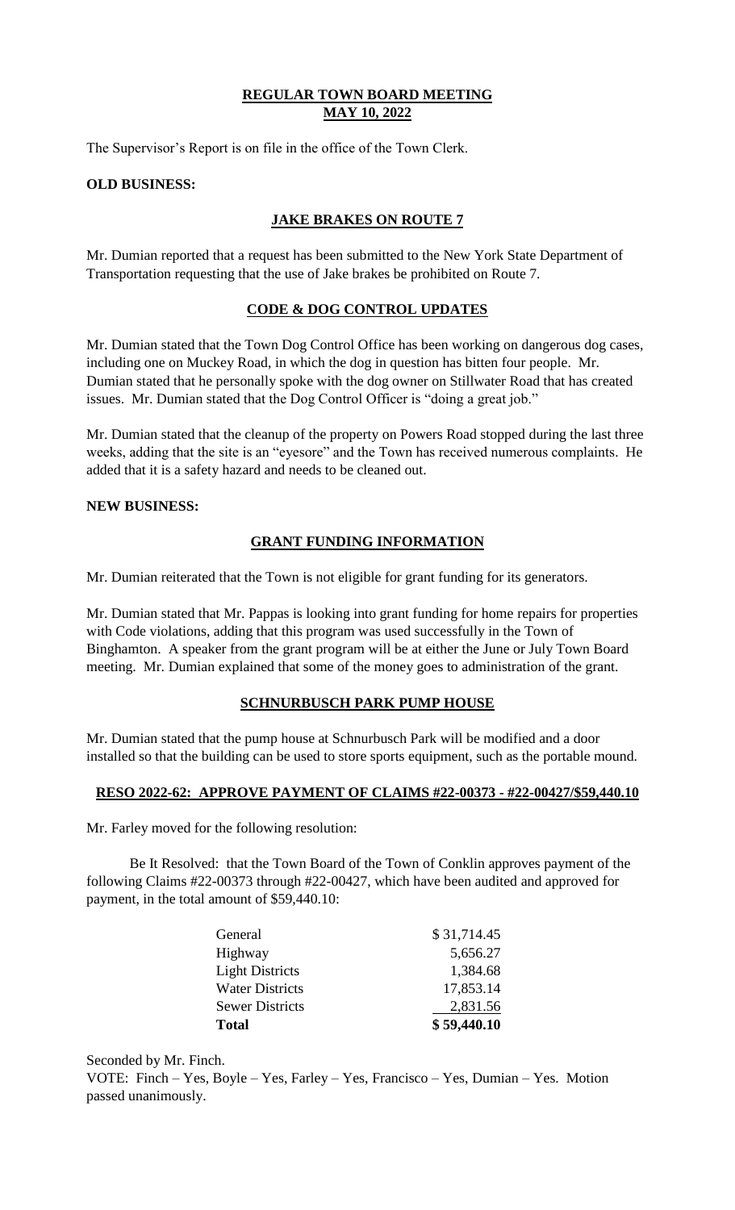**REGULAR TOWN BOARD MEETING**
**MAY 10, 2022**

The Supervisor's Report is on file in the office of the Town Clerk.

**OLD BUSINESS:**

**JAKE BRAKES ON ROUTE 7**

Mr. Dumian reported that a request has been submitted to the New York State Department of Transportation requesting that the use of Jake brakes be prohibited on Route 7.

**CODE & DOG CONTROL UPDATES**

Mr. Dumian stated that the Town Dog Control Office has been working on dangerous dog cases, including one on Muckey Road, in which the dog in question has bitten four people. Mr. Dumian stated that he personally spoke with the dog owner on Stillwater Road that has created issues. Mr. Dumian stated that the Dog Control Officer is "doing a great job."

Mr. Dumian stated that the cleanup of the property on Powers Road stopped during the last three weeks, adding that the site is an "eyesore" and the Town has received numerous complaints. He added that it is a safety hazard and needs to be cleaned out.

**NEW BUSINESS:**

**GRANT FUNDING INFORMATION**

Mr. Dumian reiterated that the Town is not eligible for grant funding for its generators.

Mr. Dumian stated that Mr. Pappas is looking into grant funding for home repairs for properties with Code violations, adding that this program was used successfully in the Town of Binghamton. A speaker from the grant program will be at either the June or July Town Board meeting. Mr. Dumian explained that some of the money goes to administration of the grant.

**SCHNURBUSCH PARK PUMP HOUSE**

Mr. Dumian stated that the pump house at Schnurbusch Park will be modified and a door installed so that the building can be used to store sports equipment, such as the portable mound.

**RESO 2022-62: APPROVE PAYMENT OF CLAIMS #22-00373 - #22-00427/$59,440.10**

Mr. Farley moved for the following resolution:

Be It Resolved: that the Town Board of the Town of Conklin approves payment of the following Claims #22-00373 through #22-00427, which have been audited and approved for payment, in the total amount of $59,440.10:

| | |
|---|---|
| General | $ 31,714.45 |
| Highway | 5,656.27 |
| Light Districts | 1,384.68 |
| Water Districts | 17,853.14 |
| Sewer Districts | 2,831.56 |
| **Total** | **$ 59,440.10** |

Seconded by Mr. Finch.
VOTE: Finch – Yes, Boyle – Yes, Farley – Yes, Francisco – Yes, Dumian – Yes. Motion passed unanimously.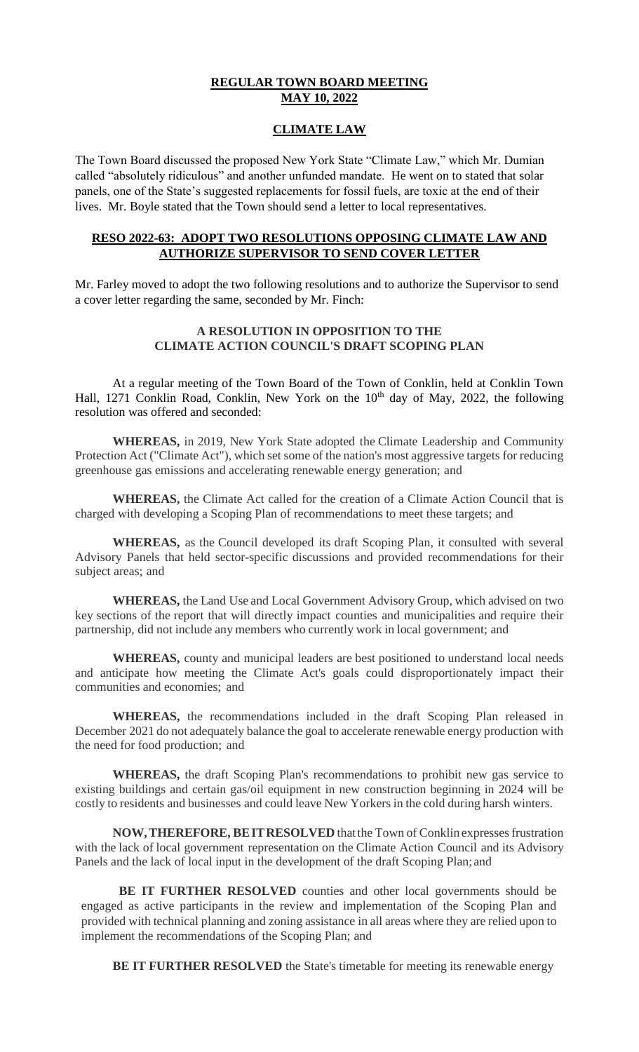## REGULAR TOWN BOARD MEETING
## MAY 10, 2022

### CLIMATE LAW

The Town Board discussed the proposed New York State "Climate Law," which Mr. Dumian called "absolutely ridiculous" and another unfunded mandate. He went on to stated that solar panels, one of the State's suggested replacements for fossil fuels, are toxic at the end of their lives. Mr. Boyle stated that the Town should send a letter to local representatives.

### RESO 2022-63: ADOPT TWO RESOLUTIONS OPPOSING CLIMATE LAW AND AUTHORIZE SUPERVISOR TO SEND COVER LETTER

Mr. Farley moved to adopt the two following resolutions and to authorize the Supervisor to send a cover letter regarding the same, seconded by Mr. Finch:

**A RESOLUTION IN OPPOSITION TO THE CLIMATE ACTION COUNCIL'S DRAFT SCOPING PLAN**

At a regular meeting of the Town Board of the Town of Conklin, held at Conklin Town Hall, 1271 Conklin Road, Conklin, New York on the 10th day of May, 2022, the following resolution was offered and seconded:

**WHEREAS,** in 2019, New York State adopted the Climate Leadership and Community Protection Act ("Climate Act"), which set some of the nation's most aggressive targets for reducing greenhouse gas emissions and accelerating renewable energy generation; and

**WHEREAS,** the Climate Act called for the creation of a Climate Action Council that is charged with developing a Scoping Plan of recommendations to meet these targets; and

**WHEREAS,** as the Council developed its draft Scoping Plan, it consulted with several Advisory Panels that held sector-specific discussions and provided recommendations for their subject areas; and

**WHEREAS,** the Land Use and Local Government Advisory Group, which advised on two key sections of the report that will directly impact counties and municipalities and require their partnership, did not include any members who currently work in local government; and

**WHEREAS,** county and municipal leaders are best positioned to understand local needs and anticipate how meeting the Climate Act's goals could disproportionately impact their communities and economies; and

**WHEREAS,** the recommendations included in the draft Scoping Plan released in December 2021 do not adequately balance the goal to accelerate renewable energy production with the need for food production; and

**WHEREAS,** the draft Scoping Plan's recommendations to prohibit new gas service to existing buildings and certain gas/oil equipment in new construction beginning in 2024 will be costly to residents and businesses and could leave New Yorkers in the cold during harsh winters.

**NOW, THEREFORE, BE IT RESOLVED** that the Town of Conklin expresses frustration with the lack of local government representation on the Climate Action Council and its Advisory Panels and the lack of local input in the development of the draft Scoping Plan; and

**BE IT FURTHER RESOLVED** counties and other local governments should be engaged as active participants in the review and implementation of the Scoping Plan and provided with technical planning and zoning assistance in all areas where they are relied upon to implement the recommendations of the Scoping Plan; and

**BE IT FURTHER RESOLVED** the State's timetable for meeting its renewable energy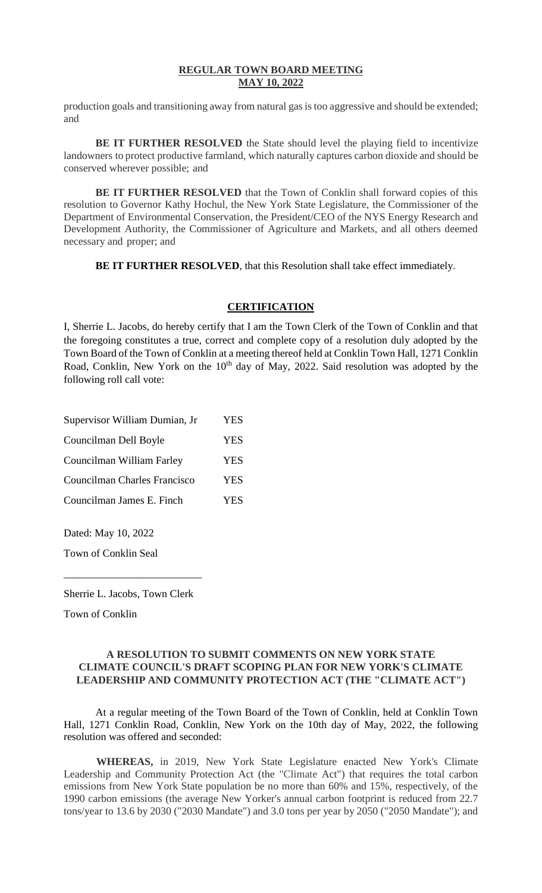production goals and transitioning away from natural gas is too aggressive and should be extended; and

**BE IT FURTHER RESOLVED** the State should level the playing field to incentivize landowners to protect productive farmland, which naturally captures carbon dioxide and should be conserved wherever possible; and

**BE IT FURTHER RESOLVED** that the Town of Conklin shall forward copies of this resolution to Governor Kathy Hochul, the New York State Legislature, the Commissioner of the Department of Environmental Conservation, the President/CEO of the NYS Energy Research and Development Authority, the Commissioner of Agriculture and Markets, and all others deemed necessary and proper; and

**BE IT FURTHER RESOLVED**, that this Resolution shall take effect immediately.

## CERTIFICATION

I, Sherrie L. Jacobs, do hereby certify that I am the Town Clerk of the Town of Conklin and that the foregoing constitutes a true, correct and complete copy of a resolution duly adopted by the Town Board of the Town of Conklin at a meeting thereof held at Conklin Town Hall, 1271 Conklin Road, Conklin, New York on the 10th day of May, 2022. Said resolution was adopted by the following roll call vote:

| | |
|---|---|
| Supervisor William Dumian, Jr | YES |
| Councilman Dell Boyle | YES |
| Councilman William Farley | YES |
| Councilman Charles Francisco | YES |
| Councilman James E. Finch | YES |

Dated: May 10, 2022

Town of Conklin Seal

_________________________

Sherrie L. Jacobs, Town Clerk

Town of Conklin

## A RESOLUTION TO SUBMIT COMMENTS ON NEW YORK STATE CLIMATE COUNCIL'S DRAFT SCOPING PLAN FOR NEW YORK'S CLIMATE LEADERSHIP AND COMMUNITY PROTECTION ACT (THE "CLIMATE ACT")

At a regular meeting of the Town Board of the Town of Conklin, held at Conklin Town Hall, 1271 Conklin Road, Conklin, New York on the 10th day of May, 2022, the following resolution was offered and seconded:

**WHEREAS,** in 2019, New York State Legislature enacted New York's Climate Leadership and Community Protection Act (the "Climate Act") that requires the total carbon emissions from New York State population be no more than 60% and 15%, respectively, of the 1990 carbon emissions (the average New Yorker's annual carbon footprint is reduced from 22.7 tons/year to 13.6 by 2030 ("2030 Mandate") and 3.0 tons per year by 2050 ("2050 Mandate"); and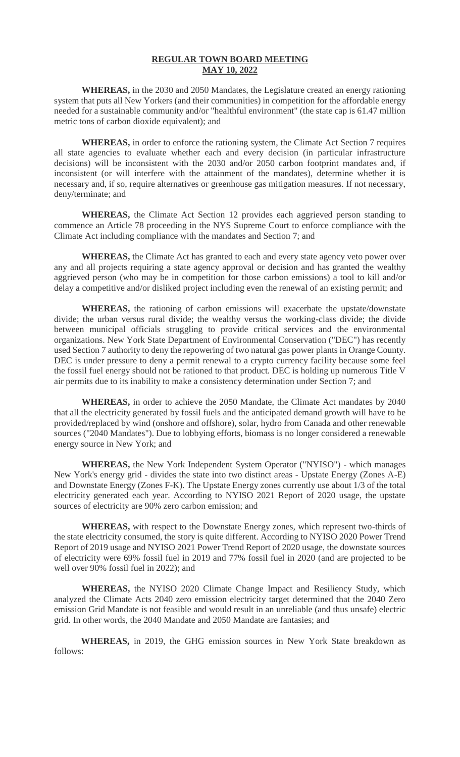**REGULAR TOWN BOARD MEETING**
**MAY 10, 2022**

**WHEREAS,** in the 2030 and 2050 Mandates, the Legislature created an energy rationing system that puts all New Yorkers (and their communities) in competition for the affordable energy needed for a sustainable community and/or "healthful environment" (the state cap is 61.47 million metric tons of carbon dioxide equivalent); and

**WHEREAS,** in order to enforce the rationing system, the Climate Act Section 7 requires all state agencies to evaluate whether each and every decision (in particular infrastructure decisions) will be inconsistent with the 2030 and/or 2050 carbon footprint mandates and, if inconsistent (or will interfere with the attainment of the mandates), determine whether it is necessary and, if so, require alternatives or greenhouse gas mitigation measures. If not necessary, deny/terminate; and

**WHEREAS,** the Climate Act Section 12 provides each aggrieved person standing to commence an Article 78 proceeding in the NYS Supreme Court to enforce compliance with the Climate Act including compliance with the mandates and Section 7; and

**WHEREAS,** the Climate Act has granted to each and every state agency veto power over any and all projects requiring a state agency approval or decision and has granted the wealthy aggrieved person (who may be in competition for those carbon emissions) a tool to kill and/or delay a competitive and/or disliked project including even the renewal of an existing permit; and

**WHEREAS,** the rationing of carbon emissions will exacerbate the upstate/downstate divide; the urban versus rural divide; the wealthy versus the working-class divide; the divide between municipal officials struggling to provide critical services and the environmental organizations. New York State Department of Environmental Conservation ("DEC") has recently used Section 7 authority to deny the repowering of two natural gas power plants in Orange County. DEC is under pressure to deny a permit renewal to a crypto currency facility because some feel the fossil fuel energy should not be rationed to that product. DEC is holding up numerous Title V air permits due to its inability to make a consistency determination under Section 7; and

**WHEREAS,** in order to achieve the 2050 Mandate, the Climate Act mandates by 2040 that all the electricity generated by fossil fuels and the anticipated demand growth will have to be provided/replaced by wind (onshore and offshore), solar, hydro from Canada and other renewable sources ("2040 Mandates"). Due to lobbying efforts, biomass is no longer considered a renewable energy source in New York; and

**WHEREAS,** the New York Independent System Operator ("NYISO") - which manages New York's energy grid - divides the state into two distinct areas - Upstate Energy (Zones A-E) and Downstate Energy (Zones F-K). The Upstate Energy zones currently use about 1/3 of the total electricity generated each year. According to NYISO 2021 Report of 2020 usage, the upstate sources of electricity are 90% zero carbon emission; and

**WHEREAS,** with respect to the Downstate Energy zones, which represent two-thirds of the state electricity consumed, the story is quite different. According to NYISO 2020 Power Trend Report of 2019 usage and NYISO 2021 Power Trend Report of 2020 usage, the downstate sources of electricity were 69% fossil fuel in 2019 and 77% fossil fuel in 2020 (and are projected to be well over 90% fossil fuel in 2022); and

**WHEREAS,** the NYISO 2020 Climate Change Impact and Resiliency Study, which analyzed the Climate Acts 2040 zero emission electricity target determined that the 2040 Zero emission Grid Mandate is not feasible and would result in an unreliable (and thus unsafe) electric grid. In other words, the 2040 Mandate and 2050 Mandate are fantasies; and

**WHEREAS,** in 2019, the GHG emission sources in New York State breakdown as follows: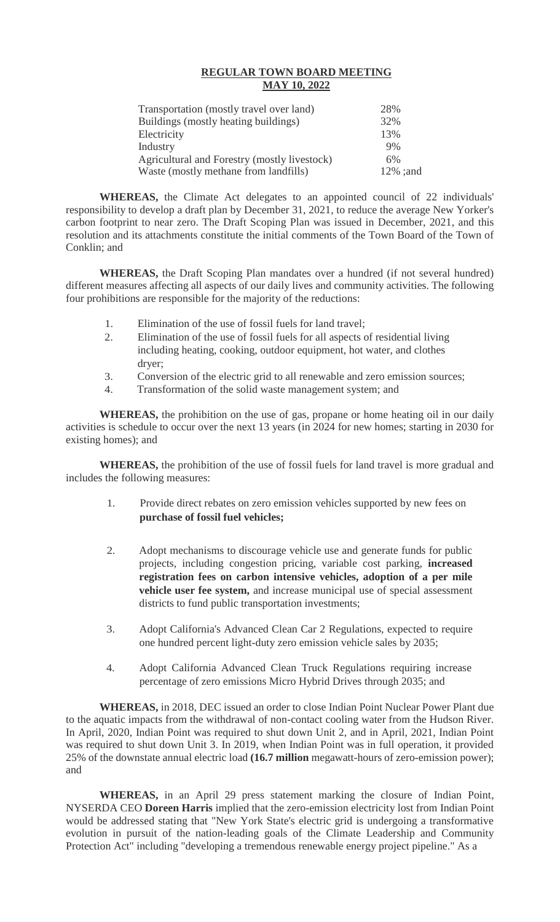**REGULAR TOWN BOARD MEETING**
**MAY 10, 2022**

| | |
|---|---|
| Transportation (mostly travel over land) | 28% |
| Buildings (mostly heating buildings) | 32% |
| Electricity | 13% |
| Industry | 9% |
| Agricultural and Forestry (mostly livestock) | 6% |
| Waste (mostly methane from landfills) | 12% ;and |

**WHEREAS,** the Climate Act delegates to an appointed council of 22 individuals' responsibility to develop a draft plan by December 31, 2021, to reduce the average New Yorker's carbon footprint to near zero. The Draft Scoping Plan was issued in December, 2021, and this resolution and its attachments constitute the initial comments of the Town Board of the Town of Conklin; and

**WHEREAS,** the Draft Scoping Plan mandates over a hundred (if not several hundred) different measures affecting all aspects of our daily lives and community activities. The following four prohibitions are responsible for the majority of the reductions:

1. Elimination of the use of fossil fuels for land travel;
2. Elimination of the use of fossil fuels for all aspects of residential living including heating, cooking, outdoor equipment, hot water, and clothes dryer;
3. Conversion of the electric grid to all renewable and zero emission sources;
4. Transformation of the solid waste management system; and

**WHEREAS,** the prohibition on the use of gas, propane or home heating oil in our daily activities is schedule to occur over the next 13 years (in 2024 for new homes; starting in 2030 for existing homes); and

**WHEREAS,** the prohibition of the use of fossil fuels for land travel is more gradual and includes the following measures:

1. Provide direct rebates on zero emission vehicles supported by new fees on **purchase of fossil fuel vehicles;**
2. Adopt mechanisms to discourage vehicle use and generate funds for public projects, including congestion pricing, variable cost parking, **increased registration fees on carbon intensive vehicles, adoption of a per mile vehicle user fee system,** and increase municipal use of special assessment districts to fund public transportation investments;
3. Adopt California's Advanced Clean Car 2 Regulations, expected to require one hundred percent light-duty zero emission vehicle sales by 2035;
4. Adopt California Advanced Clean Truck Regulations requiring increase percentage of zero emissions Micro Hybrid Drives through 2035; and

**WHEREAS,** in 2018, DEC issued an order to close Indian Point Nuclear Power Plant due to the aquatic impacts from the withdrawal of non-contact cooling water from the Hudson River. In April, 2020, Indian Point was required to shut down Unit 2, and in April, 2021, Indian Point was required to shut down Unit 3. In 2019, when Indian Point was in full operation, it provided 25% of the downstate annual electric load **(16.7 million** megawatt-hours of zero-emission power); and

**WHEREAS,** in an April 29 press statement marking the closure of Indian Point, NYSERDA CEO **Doreen Harris** implied that the zero-emission electricity lost from Indian Point would be addressed stating that "New York State's electric grid is undergoing a transformative evolution in pursuit of the nation-leading goals of the Climate Leadership and Community Protection Act" including "developing a tremendous renewable energy project pipeline." As a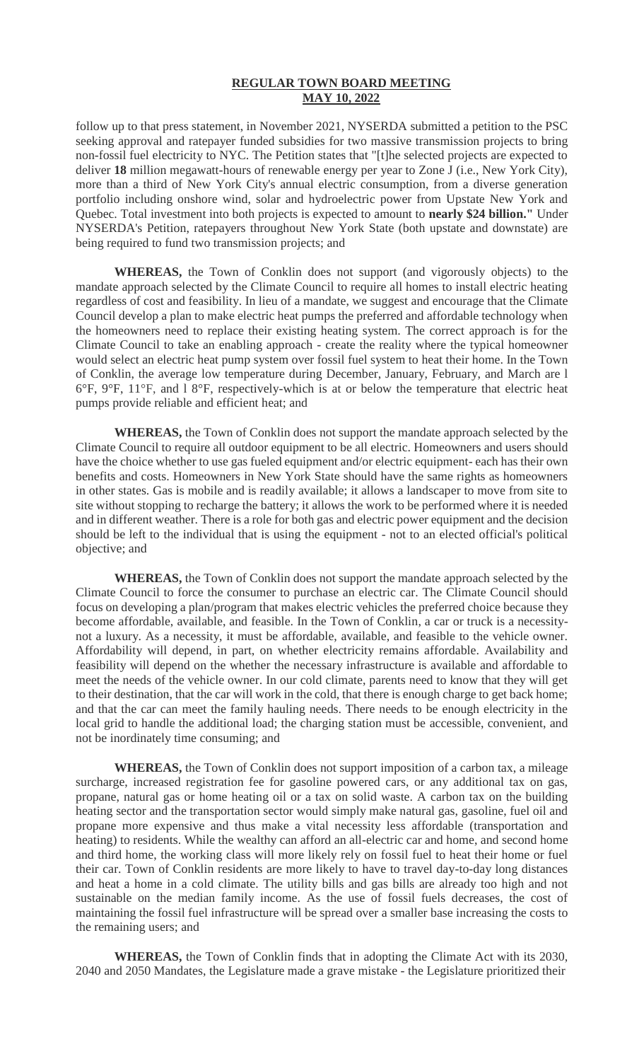**REGULAR TOWN BOARD MEETING**
**MAY 10, 2022**

follow up to that press statement, in November 2021, NYSERDA submitted a petition to the PSC seeking approval and ratepayer funded subsidies for two massive transmission projects to bring non-fossil fuel electricity to NYC. The Petition states that "[t]he selected projects are expected to deliver **18** million megawatt-hours of renewable energy per year to Zone J (i.e., New York City), more than a third of New York City's annual electric consumption, from a diverse generation portfolio including onshore wind, solar and hydroelectric power from Upstate New York and Quebec. Total investment into both projects is expected to amount to **nearly $24 billion."** Under NYSERDA's Petition, ratepayers throughout New York State (both upstate and downstate) are being required to fund two transmission projects; and

**WHEREAS,** the Town of Conklin does not support (and vigorously objects) to the mandate approach selected by the Climate Council to require all homes to install electric heating regardless of cost and feasibility. In lieu of a mandate, we suggest and encourage that the Climate Council develop a plan to make electric heat pumps the preferred and affordable technology when the homeowners need to replace their existing heating system. The correct approach is for the Climate Council to take an enabling approach - create the reality where the typical homeowner would select an electric heat pump system over fossil fuel system to heat their home. In the Town of Conklin, the average low temperature during December, January, February, and March are l 6°F, 9°F, 11°F, and l 8°F, respectively-which is at or below the temperature that electric heat pumps provide reliable and efficient heat; and

**WHEREAS,** the Town of Conklin does not support the mandate approach selected by the Climate Council to require all outdoor equipment to be all electric. Homeowners and users should have the choice whether to use gas fueled equipment and/or electric equipment- each has their own benefits and costs. Homeowners in New York State should have the same rights as homeowners in other states. Gas is mobile and is readily available; it allows a landscaper to move from site to site without stopping to recharge the battery; it allows the work to be performed where it is needed and in different weather. There is a role for both gas and electric power equipment and the decision should be left to the individual that is using the equipment - not to an elected official's political objective; and

**WHEREAS,** the Town of Conklin does not support the mandate approach selected by the Climate Council to force the consumer to purchase an electric car. The Climate Council should focus on developing a plan/program that makes electric vehicles the preferred choice because they become affordable, available, and feasible. In the Town of Conklin, a car or truck is a necessity-not a luxury. As a necessity, it must be affordable, available, and feasible to the vehicle owner. Affordability will depend, in part, on whether electricity remains affordable. Availability and feasibility will depend on the whether the necessary infrastructure is available and affordable to meet the needs of the vehicle owner. In our cold climate, parents need to know that they will get to their destination, that the car will work in the cold, that there is enough charge to get back home; and that the car can meet the family hauling needs. There needs to be enough electricity in the local grid to handle the additional load; the charging station must be accessible, convenient, and not be inordinately time consuming; and

**WHEREAS,** the Town of Conklin does not support imposition of a carbon tax, a mileage surcharge, increased registration fee for gasoline powered cars, or any additional tax on gas, propane, natural gas or home heating oil or a tax on solid waste. A carbon tax on the building heating sector and the transportation sector would simply make natural gas, gasoline, fuel oil and propane more expensive and thus make a vital necessity less affordable (transportation and heating) to residents. While the wealthy can afford an all-electric car and home, and second home and third home, the working class will more likely rely on fossil fuel to heat their home or fuel their car. Town of Conklin residents are more likely to have to travel day-to-day long distances and heat a home in a cold climate. The utility bills and gas bills are already too high and not sustainable on the median family income. As the use of fossil fuels decreases, the cost of maintaining the fossil fuel infrastructure will be spread over a smaller base increasing the costs to the remaining users; and

**WHEREAS,** the Town of Conklin finds that in adopting the Climate Act with its 2030, 2040 and 2050 Mandates, the Legislature made a grave mistake - the Legislature prioritized their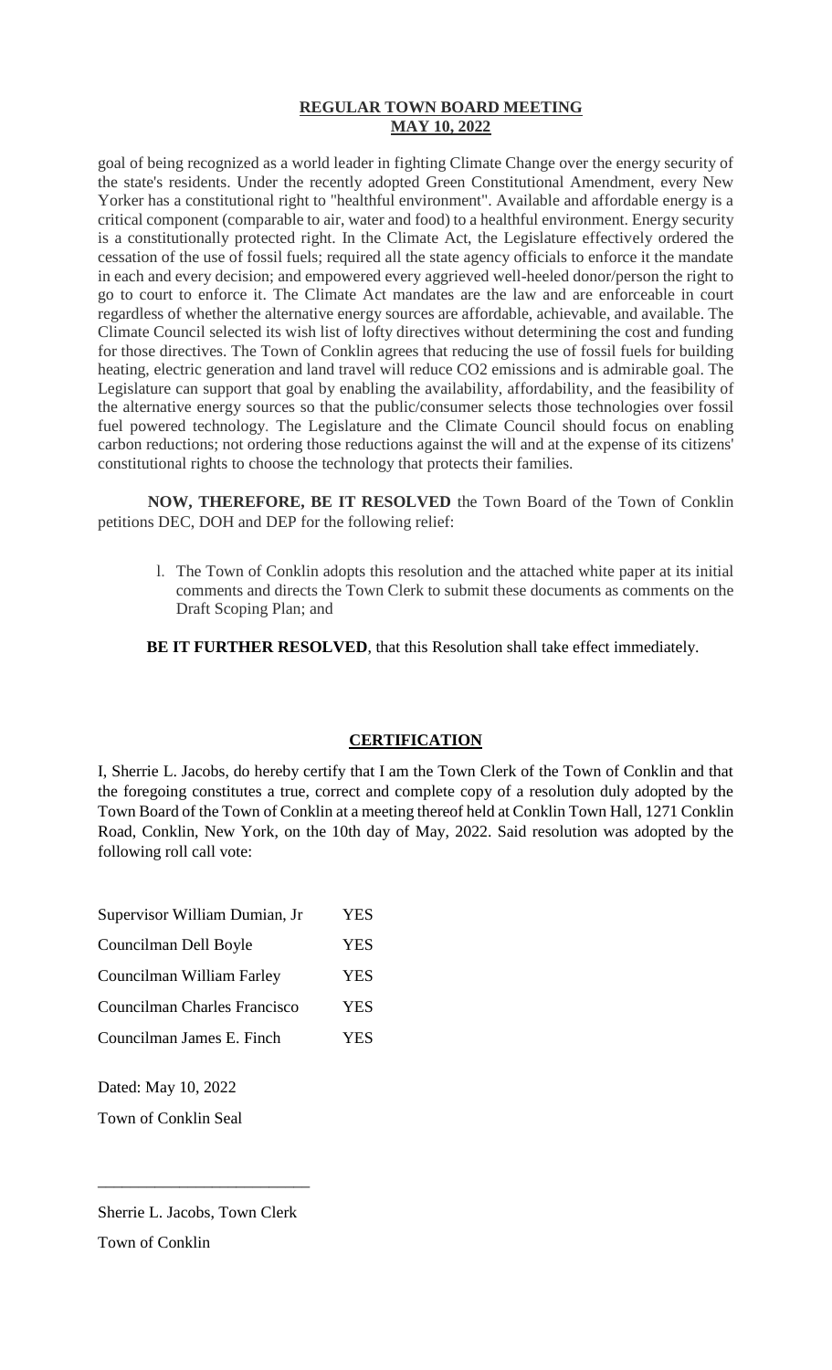**REGULAR TOWN BOARD MEETING**
**MAY 10, 2022**

goal of being recognized as a world leader in fighting Climate Change over the energy security of the state's residents. Under the recently adopted Green Constitutional Amendment, every New Yorker has a constitutional right to "healthful environment". Available and affordable energy is a critical component (comparable to air, water and food) to a healthful environment. Energy security is a constitutionally protected right. In the Climate Act, the Legislature effectively ordered the cessation of the use of fossil fuels; required all the state agency officials to enforce it the mandate in each and every decision; and empowered every aggrieved well-heeled donor/person the right to go to court to enforce it. The Climate Act mandates are the law and are enforceable in court regardless of whether the alternative energy sources are affordable, achievable, and available. The Climate Council selected its wish list of lofty directives without determining the cost and funding for those directives. The Town of Conklin agrees that reducing the use of fossil fuels for building heating, electric generation and land travel will reduce CO2 emissions and is admirable goal. The Legislature can support that goal by enabling the availability, affordability, and the feasibility of the alternative energy sources so that the public/consumer selects those technologies over fossil fuel powered technology. The Legislature and the Climate Council should focus on enabling carbon reductions; not ordering those reductions against the will and at the expense of its citizens' constitutional rights to choose the technology that protects their families.

**NOW, THEREFORE, BE IT RESOLVED** the Town Board of the Town of Conklin petitions DEC, DOH and DEP for the following relief:

1. The Town of Conklin adopts this resolution and the attached white paper at its initial comments and directs the Town Clerk to submit these documents as comments on the Draft Scoping Plan; and

**BE IT FURTHER RESOLVED**, that this Resolution shall take effect immediately.

**CERTIFICATION**

I, Sherrie L. Jacobs, do hereby certify that I am the Town Clerk of the Town of Conklin and that the foregoing constitutes a true, correct and complete copy of a resolution duly adopted by the Town Board of the Town of Conklin at a meeting thereof held at Conklin Town Hall, 1271 Conklin Road, Conklin, New York, on the 10th day of May, 2022. Said resolution was adopted by the following roll call vote:

| | |
|---|---|
| Supervisor William Dumian, Jr | YES |
| Councilman Dell Boyle | YES |
| Councilman William Farley | YES |
| Councilman Charles Francisco | YES |
| Councilman James E. Finch | YES |

Dated: May 10, 2022

Town of Conklin Seal

\_\_\_\_\_\_\_\_\_\_\_\_\_\_\_\_\_\_\_\_\_\_\_\_\_\_

Sherrie L. Jacobs, Town Clerk

Town of Conklin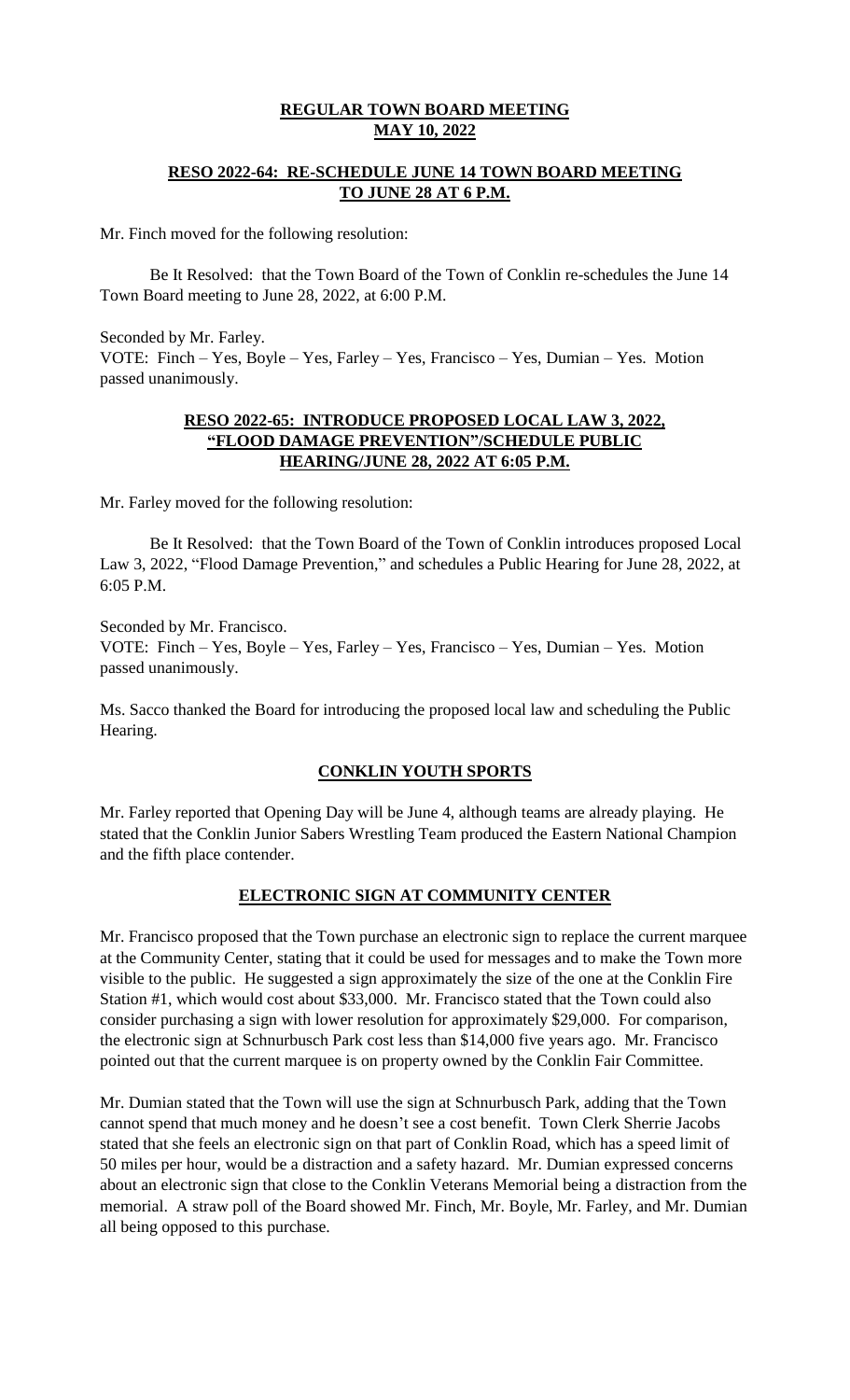## REGULAR TOWN BOARD MEETING
## MAY 10, 2022

### RESO 2022-64: RE-SCHEDULE JUNE 14 TOWN BOARD MEETING TO JUNE 28 AT 6 P.M.

Mr. Finch moved for the following resolution:

Be It Resolved: that the Town Board of the Town of Conklin re-schedules the June 14 Town Board meeting to June 28, 2022, at 6:00 P.M.

Seconded by Mr. Farley.
VOTE: Finch – Yes, Boyle – Yes, Farley – Yes, Francisco – Yes, Dumian – Yes. Motion passed unanimously.

### RESO 2022-65: INTRODUCE PROPOSED LOCAL LAW 3, 2022, "FLOOD DAMAGE PREVENTION"/SCHEDULE PUBLIC HEARING/JUNE 28, 2022 AT 6:05 P.M.

Mr. Farley moved for the following resolution:

Be It Resolved: that the Town Board of the Town of Conklin introduces proposed Local Law 3, 2022, "Flood Damage Prevention," and schedules a Public Hearing for June 28, 2022, at 6:05 P.M.

Seconded by Mr. Francisco.
VOTE: Finch – Yes, Boyle – Yes, Farley – Yes, Francisco – Yes, Dumian – Yes. Motion passed unanimously.

Ms. Sacco thanked the Board for introducing the proposed local law and scheduling the Public Hearing.

### CONKLIN YOUTH SPORTS

Mr. Farley reported that Opening Day will be June 4, although teams are already playing. He stated that the Conklin Junior Sabers Wrestling Team produced the Eastern National Champion and the fifth place contender.

### ELECTRONIC SIGN AT COMMUNITY CENTER

Mr. Francisco proposed that the Town purchase an electronic sign to replace the current marquee at the Community Center, stating that it could be used for messages and to make the Town more visible to the public. He suggested a sign approximately the size of the one at the Conklin Fire Station #1, which would cost about $33,000. Mr. Francisco stated that the Town could also consider purchasing a sign with lower resolution for approximately $29,000. For comparison, the electronic sign at Schnurbusch Park cost less than $14,000 five years ago. Mr. Francisco pointed out that the current marquee is on property owned by the Conklin Fair Committee.

Mr. Dumian stated that the Town will use the sign at Schnurbusch Park, adding that the Town cannot spend that much money and he doesn't see a cost benefit. Town Clerk Sherrie Jacobs stated that she feels an electronic sign on that part of Conklin Road, which has a speed limit of 50 miles per hour, would be a distraction and a safety hazard. Mr. Dumian expressed concerns about an electronic sign that close to the Conklin Veterans Memorial being a distraction from the memorial. A straw poll of the Board showed Mr. Finch, Mr. Boyle, Mr. Farley, and Mr. Dumian all being opposed to this purchase.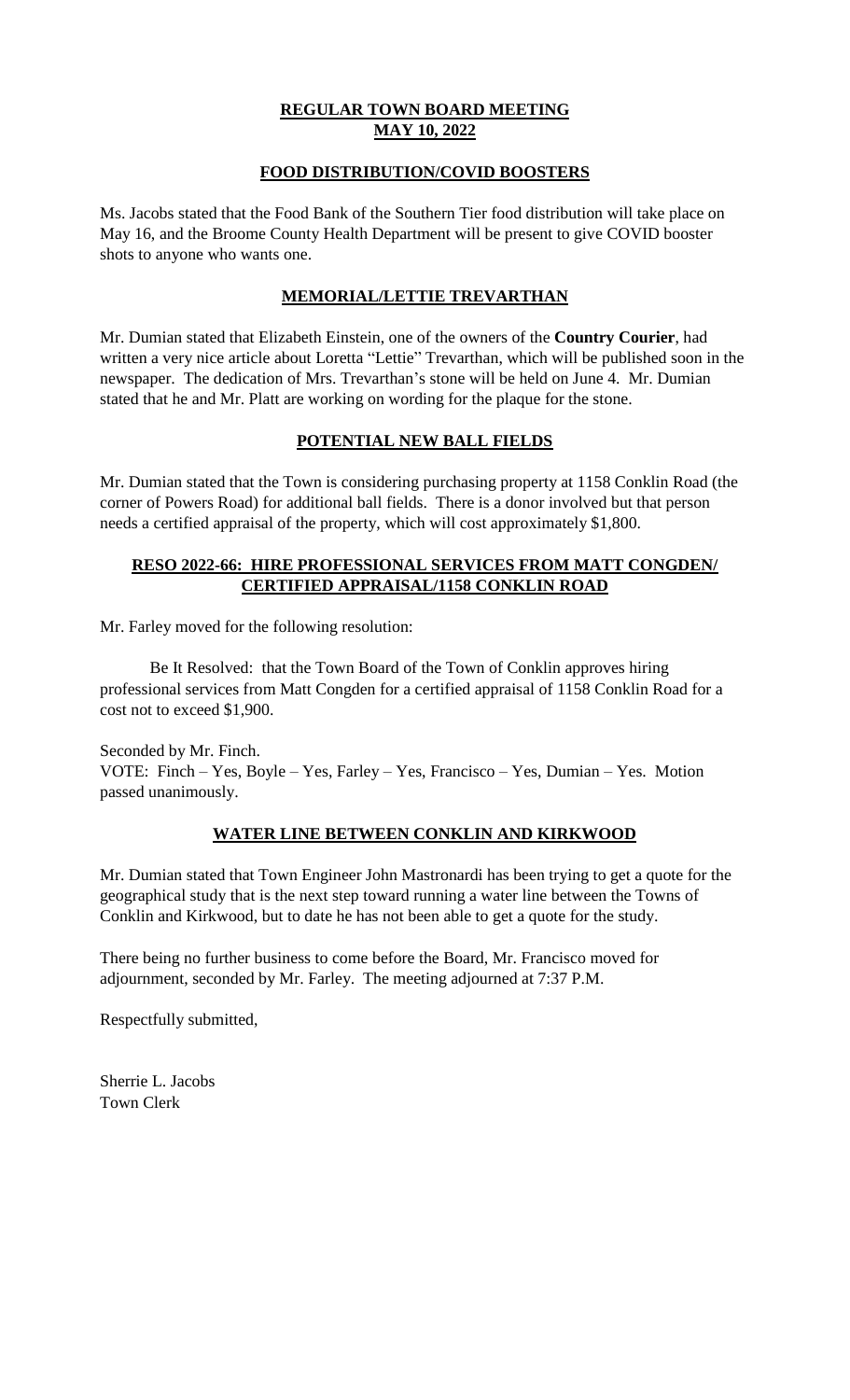**REGULAR TOWN BOARD MEETING**
**MAY 10, 2022**

**FOOD DISTRIBUTION/COVID BOOSTERS**

Ms. Jacobs stated that the Food Bank of the Southern Tier food distribution will take place on May 16, and the Broome County Health Department will be present to give COVID booster shots to anyone who wants one.

**MEMORIAL/LETTIE TREVARTHAN**

Mr. Dumian stated that Elizabeth Einstein, one of the owners of the **Country Courier**, had written a very nice article about Loretta "Lettie" Trevarthan, which will be published soon in the newspaper. The dedication of Mrs. Trevarthan's stone will be held on June 4. Mr. Dumian stated that he and Mr. Platt are working on wording for the plaque for the stone.

**POTENTIAL NEW BALL FIELDS**

Mr. Dumian stated that the Town is considering purchasing property at 1158 Conklin Road (the corner of Powers Road) for additional ball fields. There is a donor involved but that person needs a certified appraisal of the property, which will cost approximately $1,800.

**RESO 2022-66: HIRE PROFESSIONAL SERVICES FROM MATT CONGDEN/ CERTIFIED APPRAISAL/1158 CONKLIN ROAD**

Mr. Farley moved for the following resolution:

Be It Resolved: that the Town Board of the Town of Conklin approves hiring professional services from Matt Congden for a certified appraisal of 1158 Conklin Road for a cost not to exceed $1,900.

Seconded by Mr. Finch.
VOTE: Finch – Yes, Boyle – Yes, Farley – Yes, Francisco – Yes, Dumian – Yes. Motion passed unanimously.

**WATER LINE BETWEEN CONKLIN AND KIRKWOOD**

Mr. Dumian stated that Town Engineer John Mastronardi has been trying to get a quote for the geographical study that is the next step toward running a water line between the Towns of Conklin and Kirkwood, but to date he has not been able to get a quote for the study.

There being no further business to come before the Board, Mr. Francisco moved for adjournment, seconded by Mr. Farley. The meeting adjourned at 7:37 P.M.

Respectfully submitted,

Sherrie L. Jacobs
Town Clerk